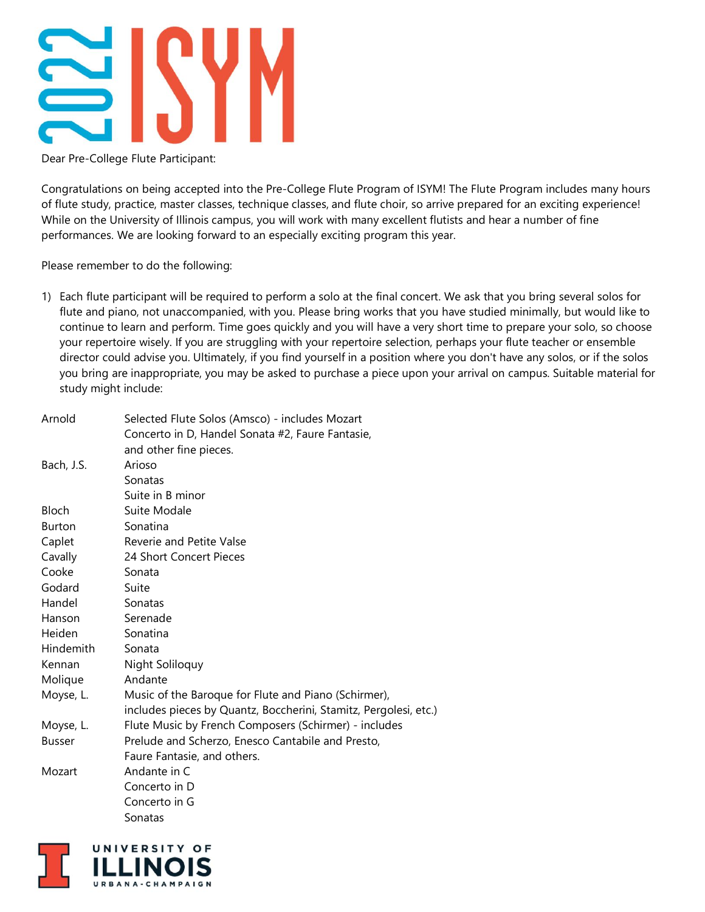# 2022 ISYM

Dear Pre-College Flute Participant:

Congratulations on being accepted into the Pre-College Flute Program of ISYM! The Flute Program includes many hours of flute study, practice, master classes, technique classes, and flute choir, so arrive prepared for an exciting experience! While on the University of Illinois campus, you will work with many excellent flutists and hear a number of fine performances. We are looking forward to an especially exciting program this year.

Please remember to do the following:

1) Each flute participant will be required to perform a solo at the final concert. We ask that you bring several solos for flute and piano, not unaccompanied, with you. Please bring works that you have studied minimally, but would like to continue to learn and perform. Time goes quickly and you will have a very short time to prepare your solo, so choose your repertoire wisely. If you are struggling with your repertoire selection, perhaps your flute teacher or ensemble director could advise you. Ultimately, if you find yourself in a position where you don't have any solos, or if the solos you bring are inappropriate, you may be asked to purchase a piece upon your arrival on campus. Suitable material for study might include:

| | |
|---|---|
| Arnold | Selected Flute Solos (Amsco) - includes Mozart Concerto in D, Handel Sonata #2, Faure Fantasie, and other fine pieces. |
| Bach, J.S. | Arioso |
| | Sonatas |
| | Suite in B minor |
| Bloch | Suite Modale |
| Burton | Sonatina |
| Caplet | Reverie and Petite Valse |
| Cavally | 24 Short Concert Pieces |
| Cooke | Sonata |
| Godard | Suite |
| Handel | Sonatas |
| Hanson | Serenade |
| Heiden | Sonatina |
| Hindemith | Sonata |
| Kennan | Night Soliloquy |
| Molique | Andante |
| Moyse, L. | Music of the Baroque for Flute and Piano (Schirmer), includes pieces by Quantz, Boccherini, Stamitz, Pergolesi, etc.) |
| Moyse, L. | Flute Music by French Composers (Schirmer) - includes |
| Busser | Prelude and Scherzo, Enesco Cantabile and Presto, Faure Fantasie, and others. |
| Mozart | Andante in C |
| | Concerto in D |
| | Concerto in G |
| | Sonatas |

UNIVERSITY OF ILLINOIS URBANA-CHAMPAIGN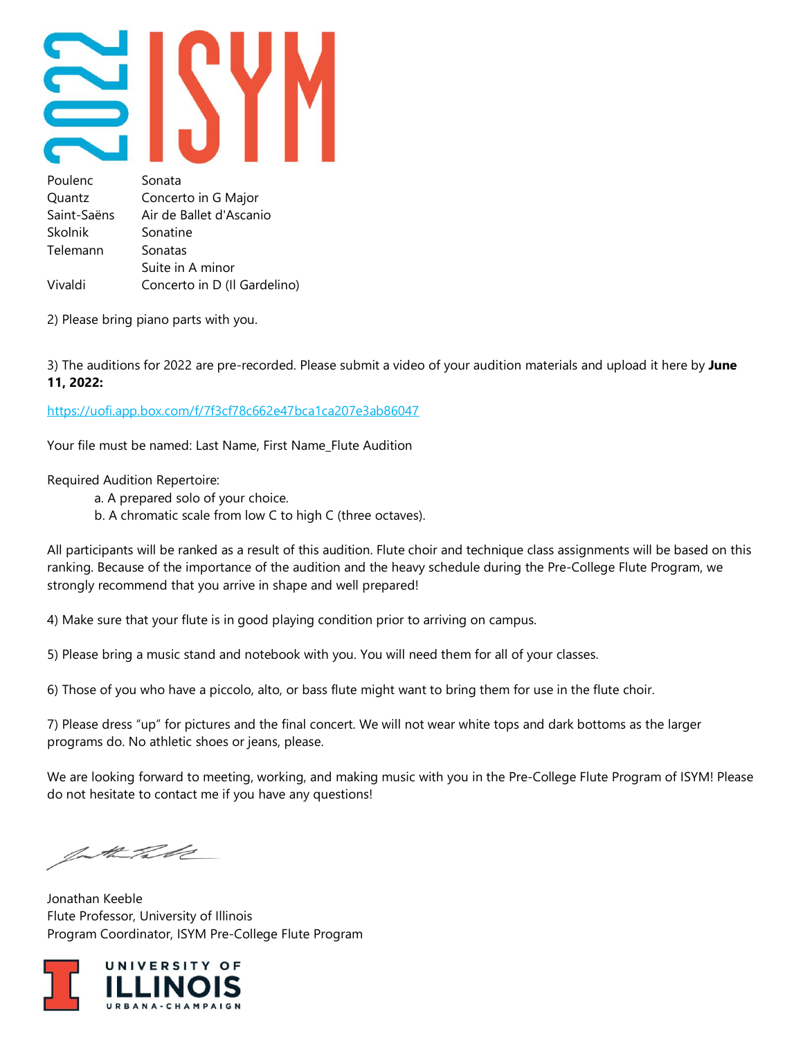# 2022 ISYM

| | |
|---|---|
| Poulenc | Sonata |
| Quantz | Concerto in G Major |
| Saint-Saëns | Air de Ballet d'Ascanio |
| Skolnik | Sonatine |
| Telemann | Sonatas |
| | Suite in A minor |
| Vivaldi | Concerto in D (Il Gardelino) |

2) Please bring piano parts with you.

3) The auditions for 2022 are pre-recorded. Please submit a video of your audition materials and upload it here by **June 11, 2022:**

https://uofi.app.box.com/f/7f3cf78c662e47bca1ca207e3ab86047

Your file must be named: Last Name, First Name_Flute Audition

Required Audition Repertoire:

a. A prepared solo of your choice.
b. A chromatic scale from low C to high C (three octaves).

All participants will be ranked as a result of this audition. Flute choir and technique class assignments will be based on this ranking. Because of the importance of the audition and the heavy schedule during the Pre-College Flute Program, we strongly recommend that you arrive in shape and well prepared!

4) Make sure that your flute is in good playing condition prior to arriving on campus.

5) Please bring a music stand and notebook with you. You will need them for all of your classes.

6) Those of you who have a piccolo, alto, or bass flute might want to bring them for use in the flute choir.

7) Please dress "up" for pictures and the final concert. We will not wear white tops and dark bottoms as the larger programs do. No athletic shoes or jeans, please.

We are looking forward to meeting, working, and making music with you in the Pre-College Flute Program of ISYM! Please do not hesitate to contact me if you have any questions!

Jonathan Keeble
Flute Professor, University of Illinois
Program Coordinator, ISYM Pre-College Flute Program

UNIVERSITY OF ILLINOIS URBANA-CHAMPAIGN